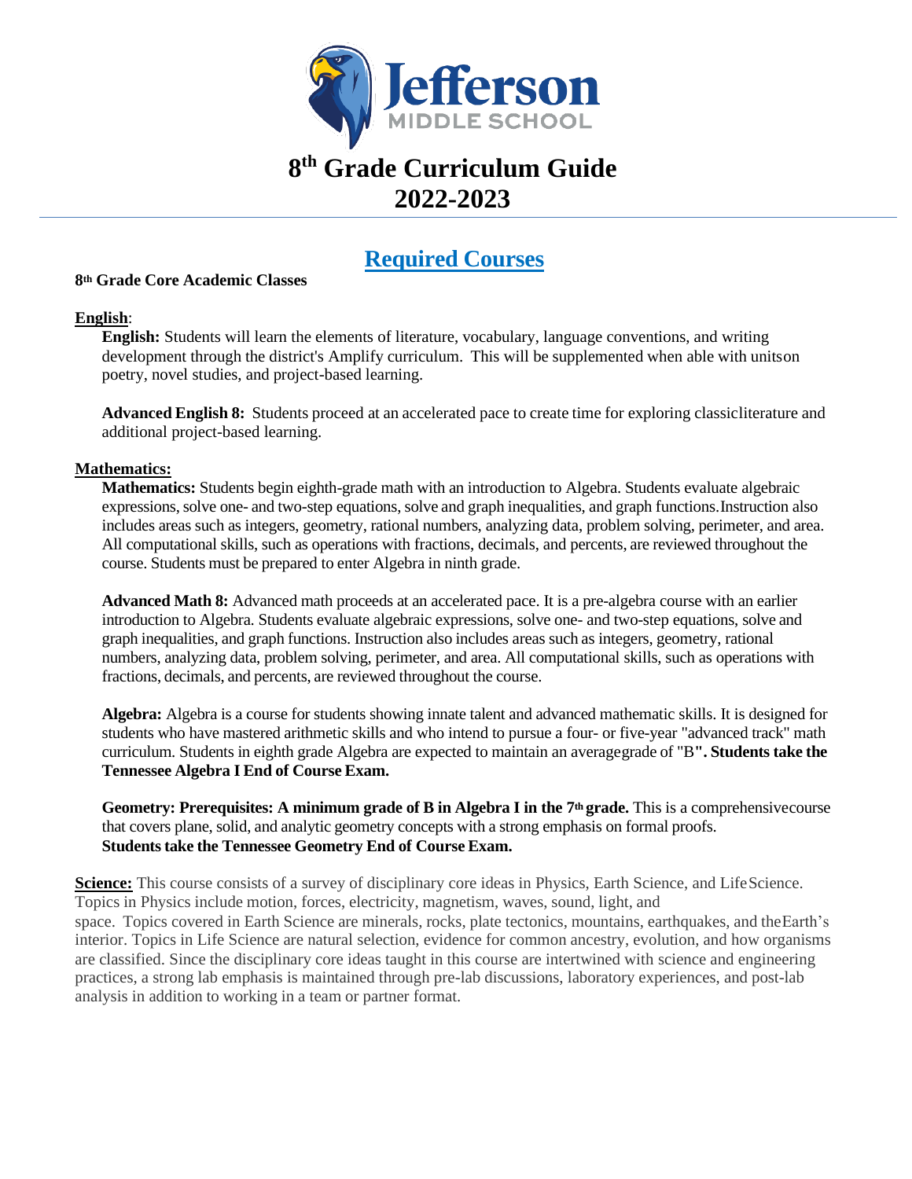# Jefferson MIDDLE SCHOOL

# 8th Grade Curriculum Guide 2022-2023

## Required Courses

**8th Grade Core Academic Classes**

**English**:

**English:** Students will learn the elements of literature, vocabulary, language conventions, and writing development through the district's Amplify curriculum. This will be supplemented when able with unitson poetry, novel studies, and project-based learning.

**Advanced English 8:** Students proceed at an accelerated pace to create time for exploring classicliterature and additional project-based learning.

**Mathematics:**

**Mathematics:** Students begin eighth-grade math with an introduction to Algebra. Students evaluate algebraic expressions, solve one- and two-step equations, solve and graph inequalities, and graph functions.Instruction also includes areas such as integers, geometry, rational numbers, analyzing data, problem solving, perimeter, and area. All computational skills, such as operations with fractions, decimals, and percents, are reviewed throughout the course. Students must be prepared to enter Algebra in ninth grade.

**Advanced Math 8:** Advanced math proceeds at an accelerated pace. It is a pre-algebra course with an earlier introduction to Algebra. Students evaluate algebraic expressions, solve one- and two-step equations, solve and graph inequalities, and graph functions. Instruction also includes areas such as integers, geometry, rational numbers, analyzing data, problem solving, perimeter, and area. All computational skills, such as operations with fractions, decimals, and percents, are reviewed throughout the course.

**Algebra:** Algebra is a course for students showing innate talent and advanced mathematic skills. It is designed for students who have mastered arithmetic skills and who intend to pursue a four- or five-year "advanced track" math curriculum. Students in eighth grade Algebra are expected to maintain an averagegrade of "B**". Students take the Tennessee Algebra I End of Course Exam.**

**Geometry: Prerequisites: A minimum grade of B in Algebra I in the 7th grade.** This is a comprehensivecourse that covers plane, solid, and analytic geometry concepts with a strong emphasis on formal proofs.
**Students take the Tennessee Geometry End of Course Exam.**

**Science:** This course consists of a survey of disciplinary core ideas in Physics, Earth Science, and LifeScience. Topics in Physics include motion, forces, electricity, magnetism, waves, sound, light, and space. Topics covered in Earth Science are minerals, rocks, plate tectonics, mountains, earthquakes, and theEarth's interior. Topics in Life Science are natural selection, evidence for common ancestry, evolution, and how organisms are classified. Since the disciplinary core ideas taught in this course are intertwined with science and engineering practices, a strong lab emphasis is maintained through pre-lab discussions, laboratory experiences, and post-lab analysis in addition to working in a team or partner format.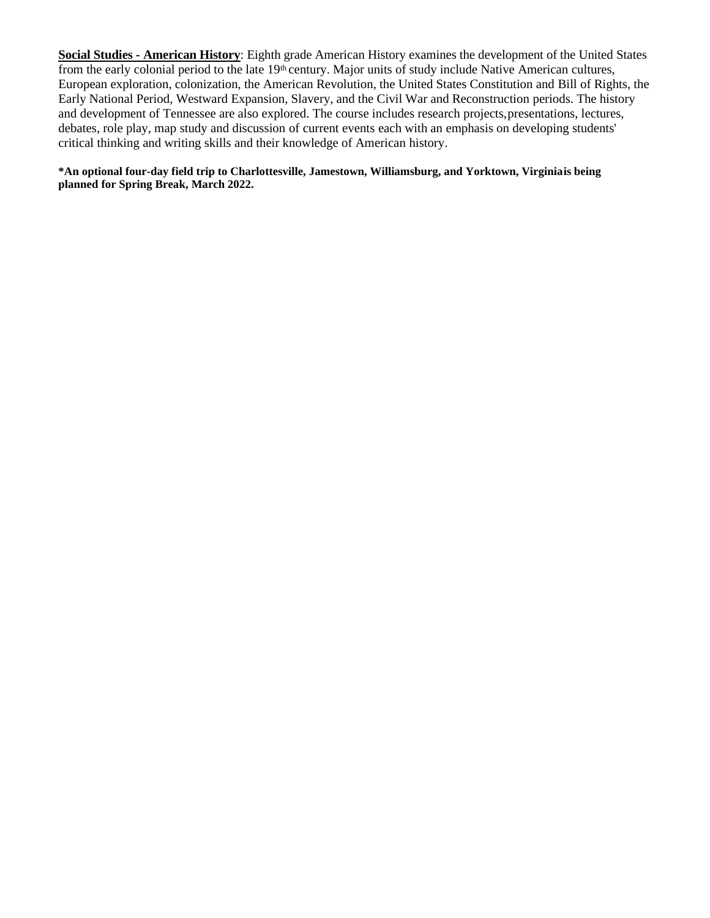**Social Studies - American History**: Eighth grade American History examines the development of the United States from the early colonial period to the late 19th century. Major units of study include Native American cultures, European exploration, colonization, the American Revolution, the United States Constitution and Bill of Rights, the Early National Period, Westward Expansion, Slavery, and the Civil War and Reconstruction periods. The history and development of Tennessee are also explored. The course includes research projects, presentations, lectures, debates, role play, map study and discussion of current events each with an emphasis on developing students' critical thinking and writing skills and their knowledge of American history.

**\*An optional four-day field trip to Charlottesville, Jamestown, Williamsburg, and Yorktown, Virginia is being planned for Spring Break, March 2022.**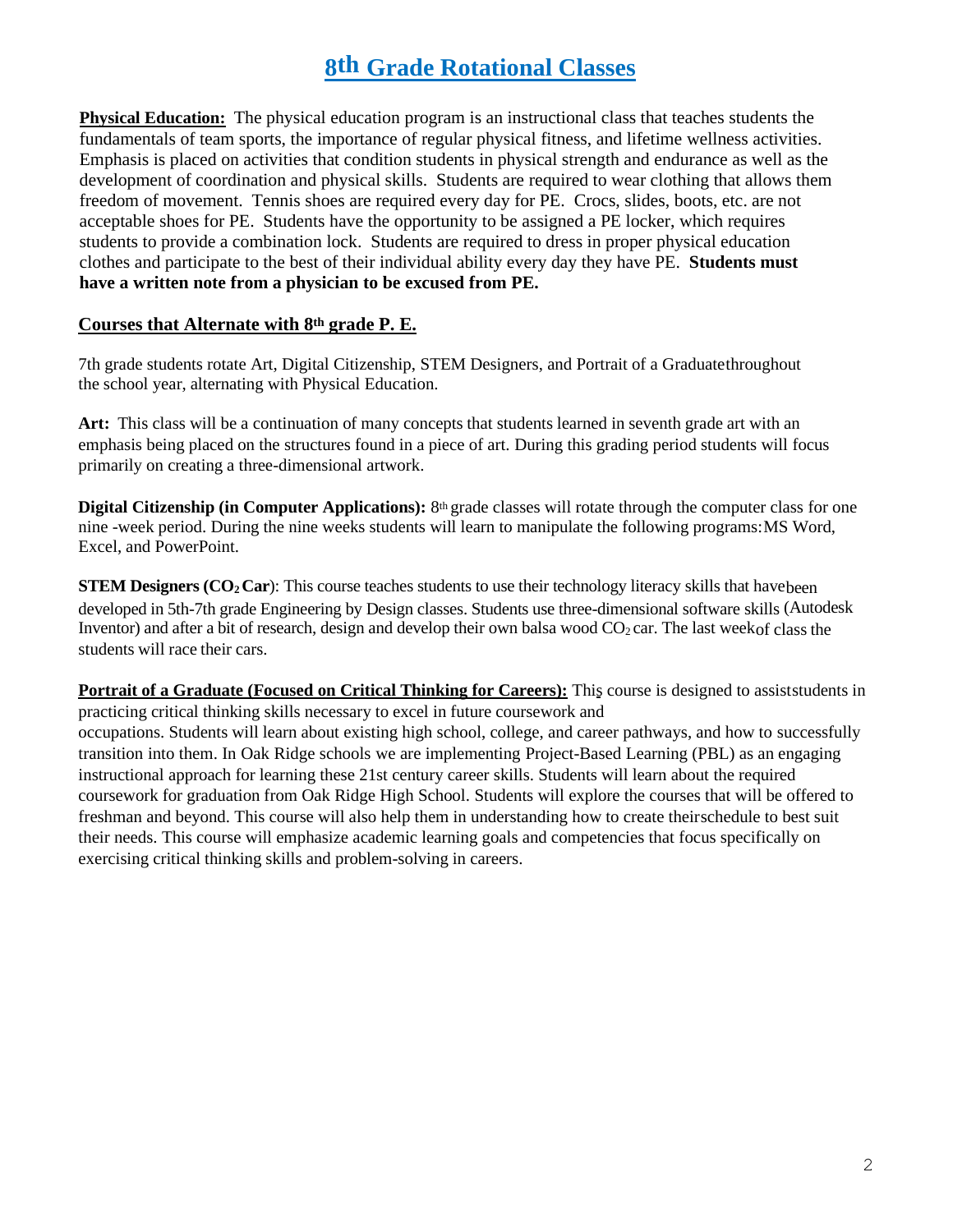# 8th Grade Rotational Classes

**Physical Education:** The physical education program is an instructional class that teaches students the fundamentals of team sports, the importance of regular physical fitness, and lifetime wellness activities. Emphasis is placed on activities that condition students in physical strength and endurance as well as the development of coordination and physical skills. Students are required to wear clothing that allows them freedom of movement. Tennis shoes are required every day for PE. Crocs, slides, boots, etc. are not acceptable shoes for PE. Students have the opportunity to be assigned a PE locker, which requires students to provide a combination lock. Students are required to dress in proper physical education clothes and participate to the best of their individual ability every day they have PE. **Students must have a written note from a physician to be excused from PE.**

## Courses that Alternate with 8th grade P. E.

7th grade students rotate Art, Digital Citizenship, STEM Designers, and Portrait of a Graduatethroughout the school year, alternating with Physical Education.

**Art:** This class will be a continuation of many concepts that students learned in seventh grade art with an emphasis being placed on the structures found in a piece of art. During this grading period students will focus primarily on creating a three-dimensional artwork.

**Digital Citizenship (in Computer Applications):** 8th grade classes will rotate through the computer class for one nine -week period. During the nine weeks students will learn to manipulate the following programs:MS Word, Excel, and PowerPoint.

**STEM Designers ($CO_2$ Car)**: This course teaches students to use their technology literacy skills that havebeen developed in 5th-7th grade Engineering by Design classes. Students use three-dimensional software skills (Autodesk Inventor) and after a bit of research, design and develop their own balsa wood $CO_2$ car. The last weekof class the students will race their cars.

**Portrait of a Graduate (Focused on Critical Thinking for Careers):** This course is designed to assiststudents in practicing critical thinking skills necessary to excel in future coursework and occupations. Students will learn about existing high school, college, and career pathways, and how to successfully transition into them. In Oak Ridge schools we are implementing Project-Based Learning (PBL) as an engaging instructional approach for learning these 21st century career skills. Students will learn about the required coursework for graduation from Oak Ridge High School. Students will explore the courses that will be offered to freshman and beyond. This course will also help them in understanding how to create theirschedule to best suit their needs. This course will emphasize academic learning goals and competencies that focus specifically on exercising critical thinking skills and problem-solving in careers.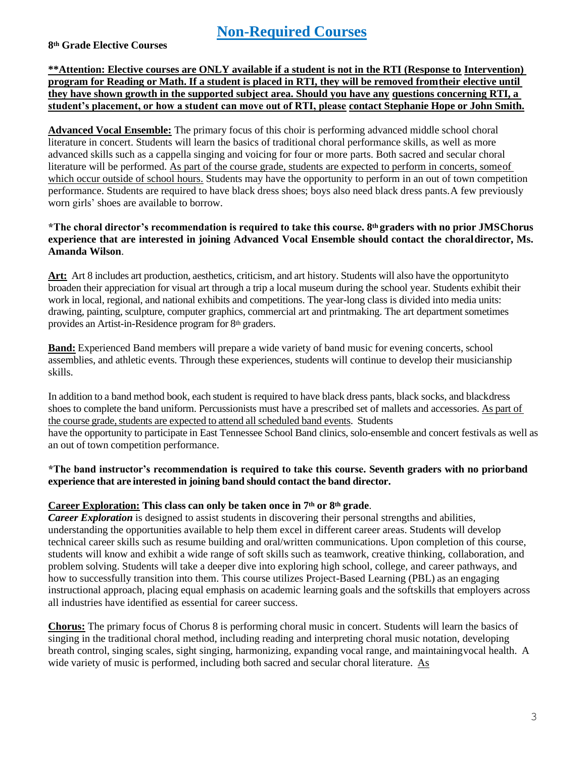# Non-Required Courses

**8th Grade Elective Courses**

**\*\*Attention: Elective courses are ONLY available if a student is not in the RTI (Response to Intervention) program for Reading or Math. If a student is placed in RTI, they will be removed from their elective until they have shown growth in the supported subject area. Should you have any questions concerning RTI, a student's placement, or how a student can move out of RTI, please contact Stephanie Hope or John Smith.**

**Advanced Vocal Ensemble:** The primary focus of this choir is performing advanced middle school choral literature in concert. Students will learn the basics of traditional choral performance skills, as well as more advanced skills such as a cappella singing and voicing for four or more parts. Both sacred and secular choral literature will be performed. As part of the course grade, students are expected to perform in concerts, some of which occur outside of school hours. Students may have the opportunity to perform in an out of town competition performance. Students are required to have black dress shoes; boys also need black dress pants. A few previously worn girls' shoes are available to borrow.

**\*The choral director's recommendation is required to take this course. 8th graders with no prior JMS Chorus experience that are interested in joining Advanced Vocal Ensemble should contact the choral director, Ms. Amanda Wilson**.

**Art:** Art 8 includes art production, aesthetics, criticism, and art history. Students will also have the opportunity to broaden their appreciation for visual art through a trip a local museum during the school year. Students exhibit their work in local, regional, and national exhibits and competitions. The year-long class is divided into media units: drawing, painting, sculpture, computer graphics, commercial art and printmaking. The art department sometimes provides an Artist-in-Residence program for 8th graders.

**Band:** Experienced Band members will prepare a wide variety of band music for evening concerts, school assemblies, and athletic events. Through these experiences, students will continue to develop their musicianship skills.

In addition to a band method book, each student is required to have black dress pants, black socks, and black dress shoes to complete the band uniform. Percussionists must have a prescribed set of mallets and accessories. As part of the course grade, students are expected to attend all scheduled band events. Students have the opportunity to participate in East Tennessee School Band clinics, solo-ensemble and concert festivals as well as an out of town competition performance.

**\*The band instructor's recommendation is required to take this course. Seventh graders with no prior band experience that are interested in joining band should contact the band director.**

**Career Exploration: This class can only be taken once in 7th or 8th grade**.

***Career Exploration*** is designed to assist students in discovering their personal strengths and abilities, understanding the opportunities available to help them excel in different career areas. Students will develop technical career skills such as resume building and oral/written communications. Upon completion of this course, students will know and exhibit a wide range of soft skills such as teamwork, creative thinking, collaboration, and problem solving. Students will take a deeper dive into exploring high school, college, and career pathways, and how to successfully transition into them. This course utilizes Project-Based Learning (PBL) as an engaging instructional approach, placing equal emphasis on academic learning goals and the soft skills that employers across all industries have identified as essential for career success.

**Chorus:** The primary focus of Chorus 8 is performing choral music in concert. Students will learn the basics of singing in the traditional choral method, including reading and interpreting choral music notation, developing breath control, singing scales, sight singing, harmonizing, expanding vocal range, and maintaining vocal health. A wide variety of music is performed, including both sacred and secular choral literature. As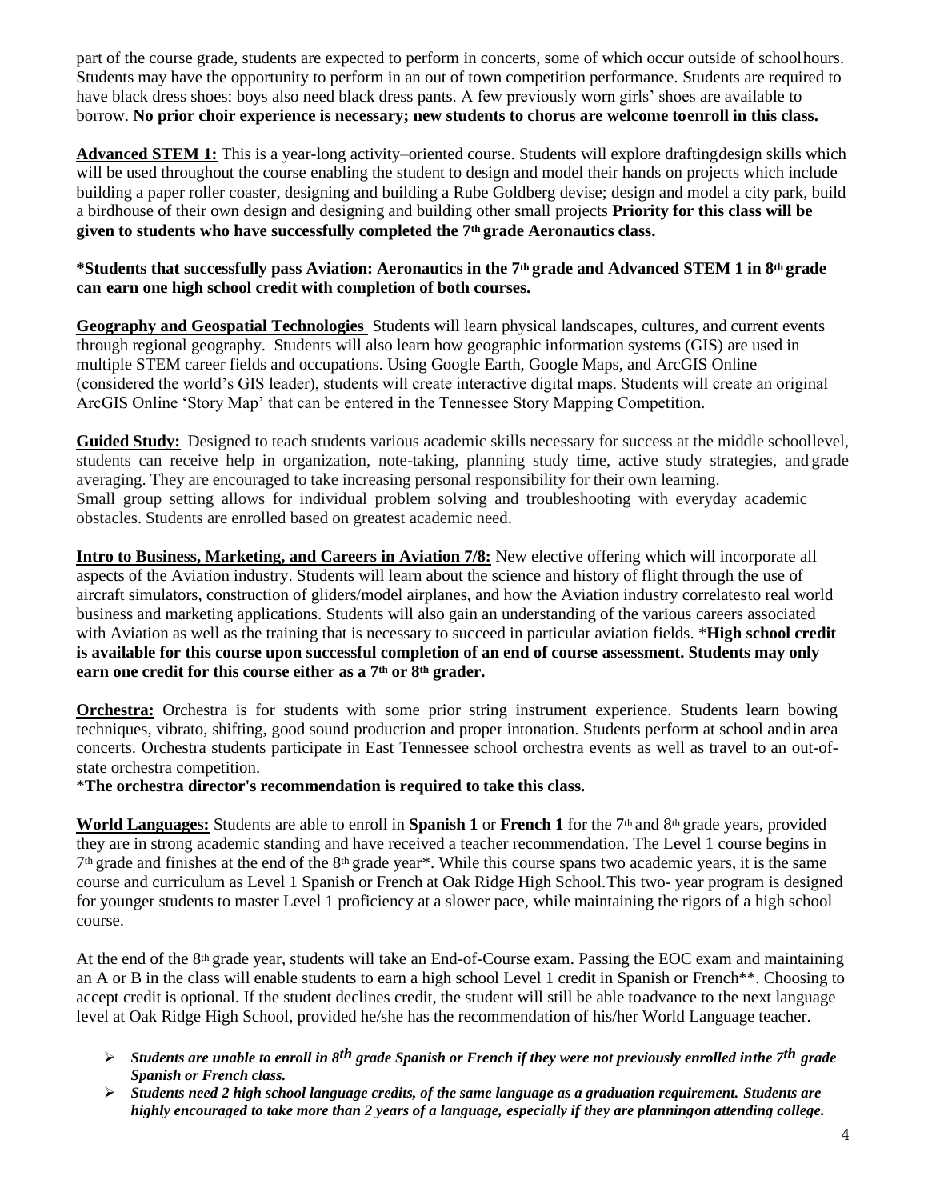part of the course grade, students are expected to perform in concerts, some of which occur outside of school hours. Students may have the opportunity to perform in an out of town competition performance. Students are required to have black dress shoes: boys also need black dress pants. A few previously worn girls' shoes are available to borrow. **No prior choir experience is necessary; new students to chorus are welcome to enroll in this class.**

**Advanced STEM 1:** This is a year-long activity–oriented course. Students will explore drafting design skills which will be used throughout the course enabling the student to design and model their hands on projects which include building a paper roller coaster, designing and building a Rube Goldberg devise; design and model a city park, build a birdhouse of their own design and designing and building other small projects **Priority for this class will be given to students who have successfully completed the 7th grade Aeronautics class.**

**\*Students that successfully pass Aviation: Aeronautics in the 7th grade and Advanced STEM 1 in 8th grade can earn one high school credit with completion of both courses.**

**Geography and Geospatial Technologies** Students will learn physical landscapes, cultures, and current events through regional geography. Students will also learn how geographic information systems (GIS) are used in multiple STEM career fields and occupations. Using Google Earth, Google Maps, and ArcGIS Online (considered the world's GIS leader), students will create interactive digital maps. Students will create an original ArcGIS Online 'Story Map' that can be entered in the Tennessee Story Mapping Competition.

**Guided Study:** Designed to teach students various academic skills necessary for success at the middle school level, students can receive help in organization, note-taking, planning study time, active study strategies, and grade averaging. They are encouraged to take increasing personal responsibility for their own learning. Small group setting allows for individual problem solving and troubleshooting with everyday academic obstacles. Students are enrolled based on greatest academic need.

**Intro to Business, Marketing, and Careers in Aviation 7/8:** New elective offering which will incorporate all aspects of the Aviation industry. Students will learn about the science and history of flight through the use of aircraft simulators, construction of gliders/model airplanes, and how the Aviation industry correlates to real world business and marketing applications. Students will also gain an understanding of the various careers associated with Aviation as well as the training that is necessary to succeed in particular aviation fields. \***High school credit is available for this course upon successful completion of an end of course assessment. Students may only earn one credit for this course either as a 7th or 8th grader.**

**Orchestra:** Orchestra is for students with some prior string instrument experience. Students learn bowing techniques, vibrato, shifting, good sound production and proper intonation. Students perform at school and in area concerts. Orchestra students participate in East Tennessee school orchestra events as well as travel to an out-of-state orchestra competition.

\***The orchestra director's recommendation is required to take this class.**

**World Languages:** Students are able to enroll in **Spanish 1** or **French 1** for the 7th and 8th grade years, provided they are in strong academic standing and have received a teacher recommendation. The Level 1 course begins in 7th grade and finishes at the end of the 8th grade year\*. While this course spans two academic years, it is the same course and curriculum as Level 1 Spanish or French at Oak Ridge High School. This two- year program is designed for younger students to master Level 1 proficiency at a slower pace, while maintaining the rigors of a high school course.

At the end of the 8th grade year, students will take an End-of-Course exam. Passing the EOC exam and maintaining an A or B in the class will enable students to earn a high school Level 1 credit in Spanish or French\*\*. Choosing to accept credit is optional. If the student declines credit, the student will still be able to advance to the next language level at Oak Ridge High School, provided he/she has the recommendation of his/her World Language teacher.

- ***Students are unable to enroll in 8th grade Spanish or French if they were not previously enrolled in the 7th grade Spanish or French class.***
- ***Students need 2 high school language credits, of the same language as a graduation requirement. Students are highly encouraged to take more than 2 years of a language, especially if they are planning on attending college.***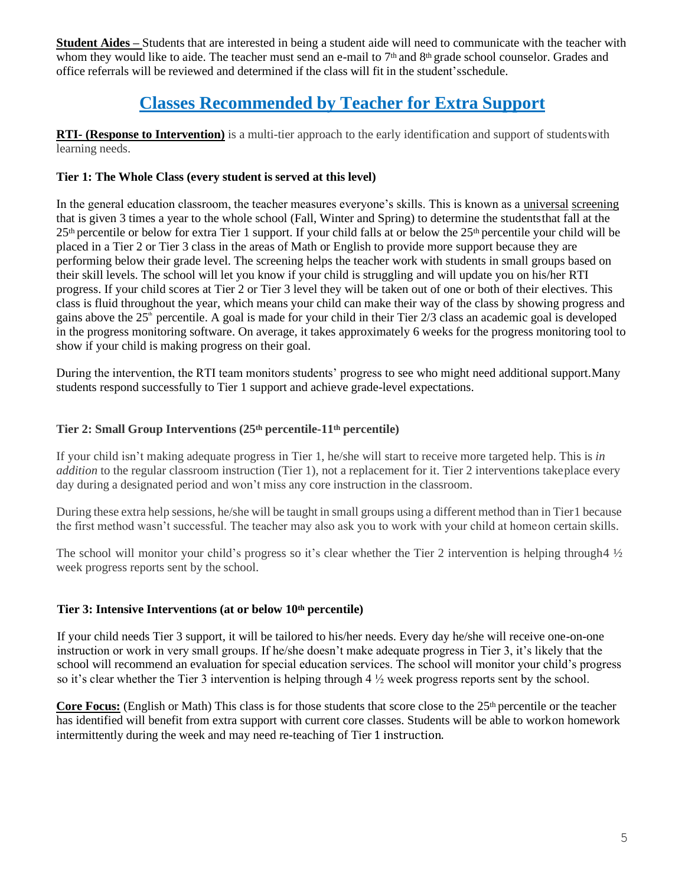**Student Aides –** Students that are interested in being a student aide will need to communicate with the teacher with whom they would like to aide. The teacher must send an e-mail to 7th and 8th grade school counselor. Grades and office referrals will be reviewed and determined if the class will fit in the student'sschedule.

# Classes Recommended by Teacher for Extra Support

**RTI- (Response to Intervention)** is a multi-tier approach to the early identification and support of studentswith learning needs.

**Tier 1: The Whole Class (every student is served at this level)**

In the general education classroom, the teacher measures everyone's skills. This is known as a universal screening that is given 3 times a year to the whole school (Fall, Winter and Spring) to determine the studentsthat fall at the 25th percentile or below for extra Tier 1 support. If your child falls at or below the 25th percentile your child will be placed in a Tier 2 or Tier 3 class in the areas of Math or English to provide more support because they are performing below their grade level. The screening helps the teacher work with students in small groups based on their skill levels. The school will let you know if your child is struggling and will update you on his/her RTI progress. If your child scores at Tier 2 or Tier 3 level they will be taken out of one or both of their electives. This class is fluid throughout the year, which means your child can make their way of the class by showing progress and gains above the 25th percentile. A goal is made for your child in their Tier 2/3 class an academic goal is developed in the progress monitoring software. On average, it takes approximately 6 weeks for the progress monitoring tool to show if your child is making progress on their goal.

During the intervention, the RTI team monitors students' progress to see who might need additional support.Many students respond successfully to Tier 1 support and achieve grade-level expectations.

**Tier 2: Small Group Interventions (25th percentile-11th percentile)**

If your child isn't making adequate progress in Tier 1, he/she will start to receive more targeted help. This is *in addition* to the regular classroom instruction (Tier 1), not a replacement for it. Tier 2 interventions takeplace every day during a designated period and won't miss any core instruction in the classroom.

During these extra help sessions, he/she will be taught in small groups using a different method than in Tier1 because the first method wasn't successful. The teacher may also ask you to work with your child at homeon certain skills.

The school will monitor your child's progress so it's clear whether the Tier 2 intervention is helping through4 ½ week progress reports sent by the school.

**Tier 3: Intensive Interventions (at or below 10th percentile)**

If your child needs Tier 3 support, it will be tailored to his/her needs. Every day he/she will receive one-on-one instruction or work in very small groups. If he/she doesn't make adequate progress in Tier 3, it's likely that the school will recommend an evaluation for special education services. The school will monitor your child's progress so it's clear whether the Tier 3 intervention is helping through 4 ½ week progress reports sent by the school.

**Core Focus:** (English or Math) This class is for those students that score close to the 25th percentile or the teacher has identified will benefit from extra support with current core classes. Students will be able to workon homework intermittently during the week and may need re-teaching of Tier 1 instruction.